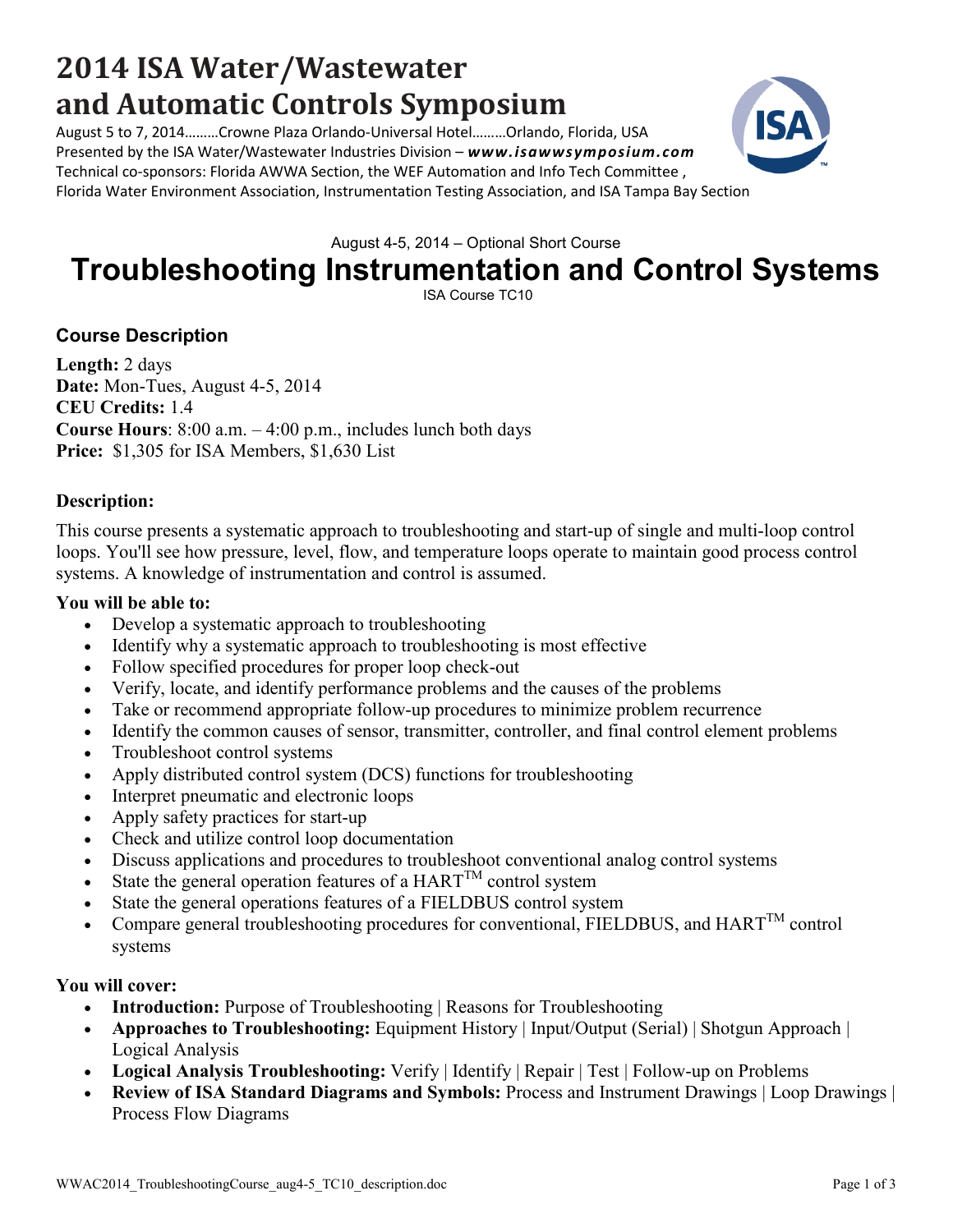# 2014 ISA Water/Wastewater and Automatic Controls Symposium

August 5 to 7, 2014………Crowne Plaza Orlando-Universal Hotel………Orlando, Florida, USA
Presented by the ISA Water/Wastewater Industries Division – ***www.isawwsymposium.com***
Technical co-sponsors: Florida AWWA Section, the WEF Automation and Info Tech Committee , Florida Water Environment Association, Instrumentation Testing Association, and ISA Tampa Bay Section

August 4-5, 2014 – Optional Short Course

# Troubleshooting Instrumentation and Control Systems

ISA Course TC10

## Course Description

**Length:** 2 days
**Date:** Mon-Tues, August 4-5, 2014
**CEU Credits:** 1.4
**Course Hours**: 8:00 a.m. – 4:00 p.m., includes lunch both days
**Price:** $1,305 for ISA Members, $1,630 List

### Description:

This course presents a systematic approach to troubleshooting and start-up of single and multi-loop control loops. You'll see how pressure, level, flow, and temperature loops operate to maintain good process control systems. A knowledge of instrumentation and control is assumed.

**You will be able to:**

- Develop a systematic approach to troubleshooting
- Identify why a systematic approach to troubleshooting is most effective
- Follow specified procedures for proper loop check-out
- Verify, locate, and identify performance problems and the causes of the problems
- Take or recommend appropriate follow-up procedures to minimize problem recurrence
- Identify the common causes of sensor, transmitter, controller, and final control element problems
- Troubleshoot control systems
- Apply distributed control system (DCS) functions for troubleshooting
- Interpret pneumatic and electronic loops
- Apply safety practices for start-up
- Check and utilize control loop documentation
- Discuss applications and procedures to troubleshoot conventional analog control systems
- State the general operation features of a HART™ control system
- State the general operations features of a FIELDBUS control system
- Compare general troubleshooting procedures for conventional, FIELDBUS, and HART™ control systems

**You will cover:**

- **Introduction:** Purpose of Troubleshooting | Reasons for Troubleshooting
- **Approaches to Troubleshooting:** Equipment History | Input/Output (Serial) | Shotgun Approach | Logical Analysis
- **Logical Analysis Troubleshooting:** Verify | Identify | Repair | Test | Follow-up on Problems
- **Review of ISA Standard Diagrams and Symbols:** Process and Instrument Drawings | Loop Drawings | Process Flow Diagrams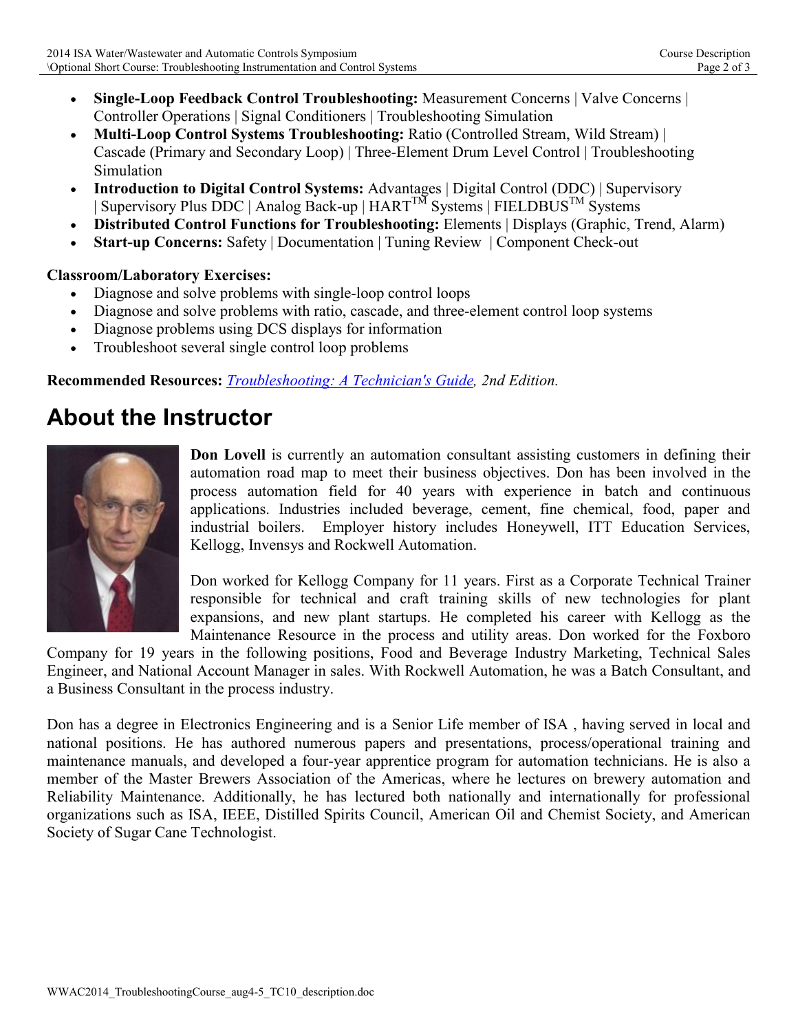- **Single-Loop Feedback Control Troubleshooting:** Measurement Concerns | Valve Concerns | Controller Operations | Signal Conditioners | Troubleshooting Simulation
- **Multi-Loop Control Systems Troubleshooting:** Ratio (Controlled Stream, Wild Stream) | Cascade (Primary and Secondary Loop) | Three-Element Drum Level Control | Troubleshooting Simulation
- **Introduction to Digital Control Systems:** Advantages | Digital Control (DDC) | Supervisory | Supervisory Plus DDC | Analog Back-up | HART™ Systems | FIELDBUS™ Systems
- **Distributed Control Functions for Troubleshooting:** Elements | Displays (Graphic, Trend, Alarm)
- **Start-up Concerns:** Safety | Documentation | Tuning Review | Component Check-out

**Classroom/Laboratory Exercises:**

- Diagnose and solve problems with single-loop control loops
- Diagnose and solve problems with ratio, cascade, and three-element control loop systems
- Diagnose problems using DCS displays for information
- Troubleshoot several single control loop problems

**Recommended Resources:** *Troubleshooting: A Technician's Guide, 2nd Edition.*

# About the Instructor

**Don Lovell** is currently an automation consultant assisting customers in defining their automation road map to meet their business objectives. Don has been involved in the process automation field for 40 years with experience in batch and continuous applications. Industries included beverage, cement, fine chemical, food, paper and industrial boilers. Employer history includes Honeywell, ITT Education Services, Kellogg, Invensys and Rockwell Automation.

Don worked for Kellogg Company for 11 years. First as a Corporate Technical Trainer responsible for technical and craft training skills of new technologies for plant expansions, and new plant startups. He completed his career with Kellogg as the Maintenance Resource in the process and utility areas. Don worked for the Foxboro Company for 19 years in the following positions, Food and Beverage Industry Marketing, Technical Sales Engineer, and National Account Manager in sales. With Rockwell Automation, he was a Batch Consultant, and a Business Consultant in the process industry.

Don has a degree in Electronics Engineering and is a Senior Life member of ISA , having served in local and national positions. He has authored numerous papers and presentations, process/operational training and maintenance manuals, and developed a four-year apprentice program for automation technicians. He is also a member of the Master Brewers Association of the Americas, where he lectures on brewery automation and Reliability Maintenance. Additionally, he has lectured both nationally and internationally for professional organizations such as ISA, IEEE, Distilled Spirits Council, American Oil and Chemist Society, and American Society of Sugar Cane Technologist.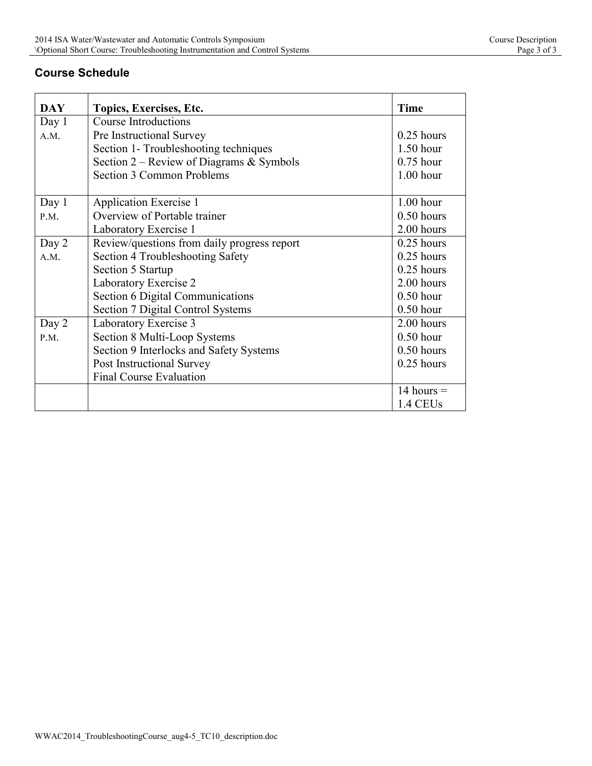## Course Schedule

| DAY | Topics, Exercises, Etc. | Time |
|---|---|---|
| Day 1 A.M. | Course Introductions | |
| | Pre Instructional Survey | 0.25 hours |
| | Section 1- Troubleshooting techniques | 1.50 hour |
| | Section 2 – Review of Diagrams & Symbols | 0.75 hour |
| | Section 3 Common Problems | 1.00 hour |
| Day 1 P.M. | Application Exercise 1 | 1.00 hour |
| | Overview of Portable trainer | 0.50 hours |
| | Laboratory Exercise 1 | 2.00 hours |
| Day 2 A.M. | Review/questions from daily progress report | 0.25 hours |
| | Section 4 Troubleshooting Safety | 0.25 hours |
| | Section 5 Startup | 0.25 hours |
| | Laboratory Exercise 2 | 2.00 hours |
| | Section 6 Digital Communications | 0.50 hour |
| | Section 7 Digital Control Systems | 0.50 hour |
| Day 2 P.M. | Laboratory Exercise 3 | 2.00 hours |
| | Section 8 Multi-Loop Systems | 0.50 hour |
| | Section 9 Interlocks and Safety Systems | 0.50 hours |
| | Post Instructional Survey | 0.25 hours |
| | Final Course Evaluation | |
| | | 14 hours = 1.4 CEUs |

WWAC2014_TroubleshootingCourse_aug4-5_TC10_description.doc